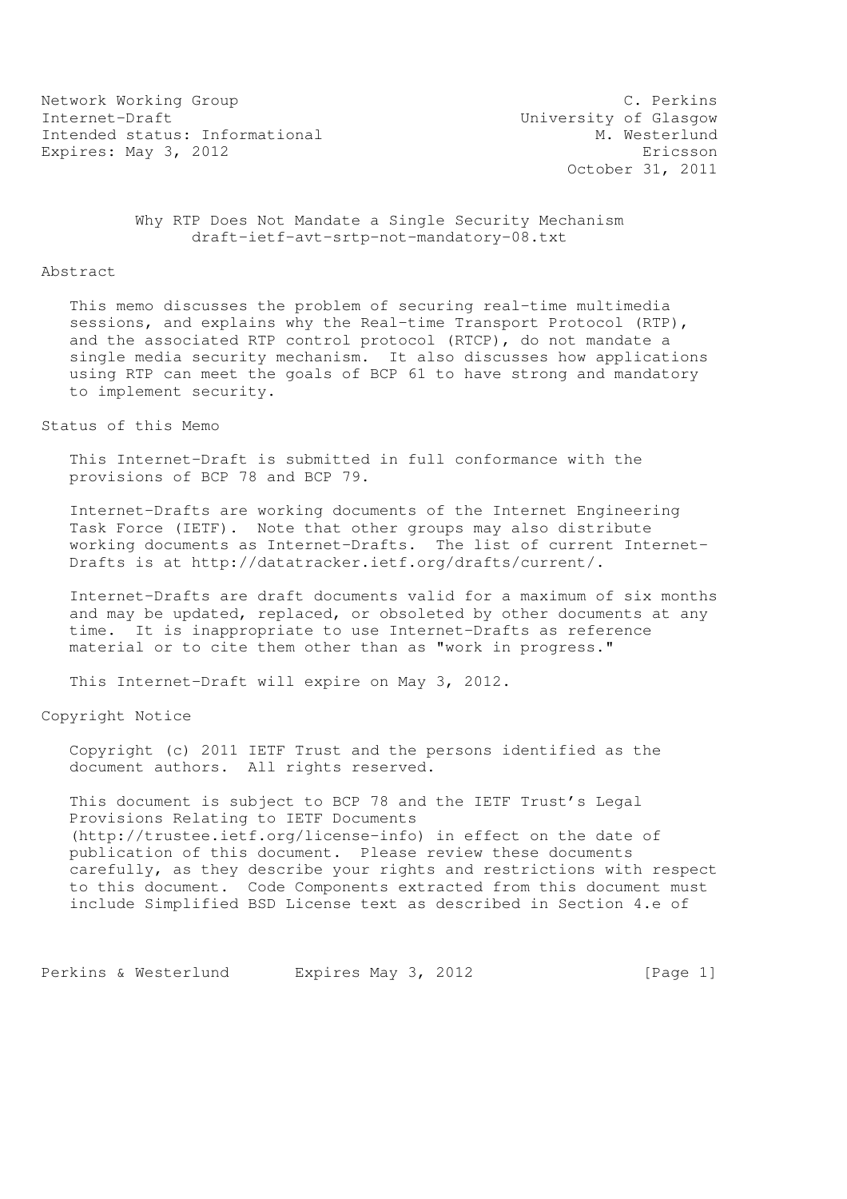Network Working Group C. Perkins
Internet-Draft University of Glasgow
Intended status: Informational M. Westerlund
Expires: May 3, 2012 Ericsson
October 31, 2011

# Why RTP Does Not Mandate a Single Security Mechanism
draft-ietf-avt-srtp-not-mandatory-08.txt

## Abstract

This memo discusses the problem of securing real-time multimedia sessions, and explains why the Real-time Transport Protocol (RTP), and the associated RTP control protocol (RTCP), do not mandate a single media security mechanism. It also discusses how applications using RTP can meet the goals of BCP 61 to have strong and mandatory to implement security.

## Status of this Memo

This Internet-Draft is submitted in full conformance with the provisions of BCP 78 and BCP 79.

Internet-Drafts are working documents of the Internet Engineering Task Force (IETF). Note that other groups may also distribute working documents as Internet-Drafts. The list of current Internet-Drafts is at http://datatracker.ietf.org/drafts/current/.

Internet-Drafts are draft documents valid for a maximum of six months and may be updated, replaced, or obsoleted by other documents at any time. It is inappropriate to use Internet-Drafts as reference material or to cite them other than as "work in progress."

This Internet-Draft will expire on May 3, 2012.

## Copyright Notice

Copyright (c) 2011 IETF Trust and the persons identified as the document authors. All rights reserved.

This document is subject to BCP 78 and the IETF Trust's Legal Provisions Relating to IETF Documents (http://trustee.ietf.org/license-info) in effect on the date of publication of this document. Please review these documents carefully, as they describe your rights and restrictions with respect to this document. Code Components extracted from this document must include Simplified BSD License text as described in Section 4.e of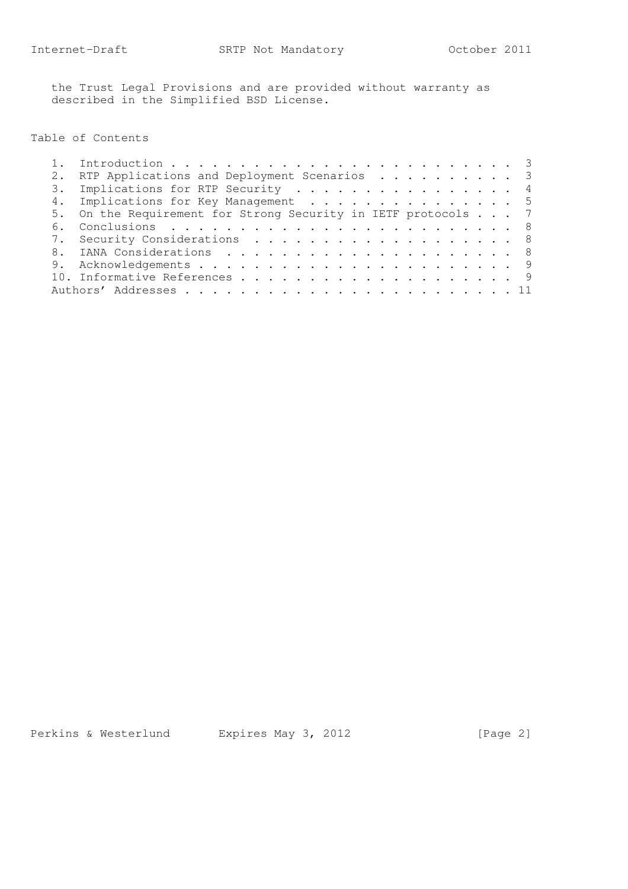the Trust Legal Provisions and are provided without warranty as described in the Simplified BSD License.

## Table of Contents

1. Introduction . . . . . . . . . . . . . . . . . . . . . . . . . 3
2. RTP Applications and Deployment Scenarios . . . . . . . . . . 3
3. Implications for RTP Security . . . . . . . . . . . . . . . . 4
4. Implications for Key Management . . . . . . . . . . . . . . . 5
5. On the Requirement for Strong Security in IETF protocols . . . 7
6. Conclusions . . . . . . . . . . . . . . . . . . . . . . . . . 8
7. Security Considerations . . . . . . . . . . . . . . . . . . . 8
8. IANA Considerations . . . . . . . . . . . . . . . . . . . . . 8
9. Acknowledgements . . . . . . . . . . . . . . . . . . . . . . . 9
10. Informative References . . . . . . . . . . . . . . . . . . . . 9

Authors' Addresses . . . . . . . . . . . . . . . . . . . . . . . . 11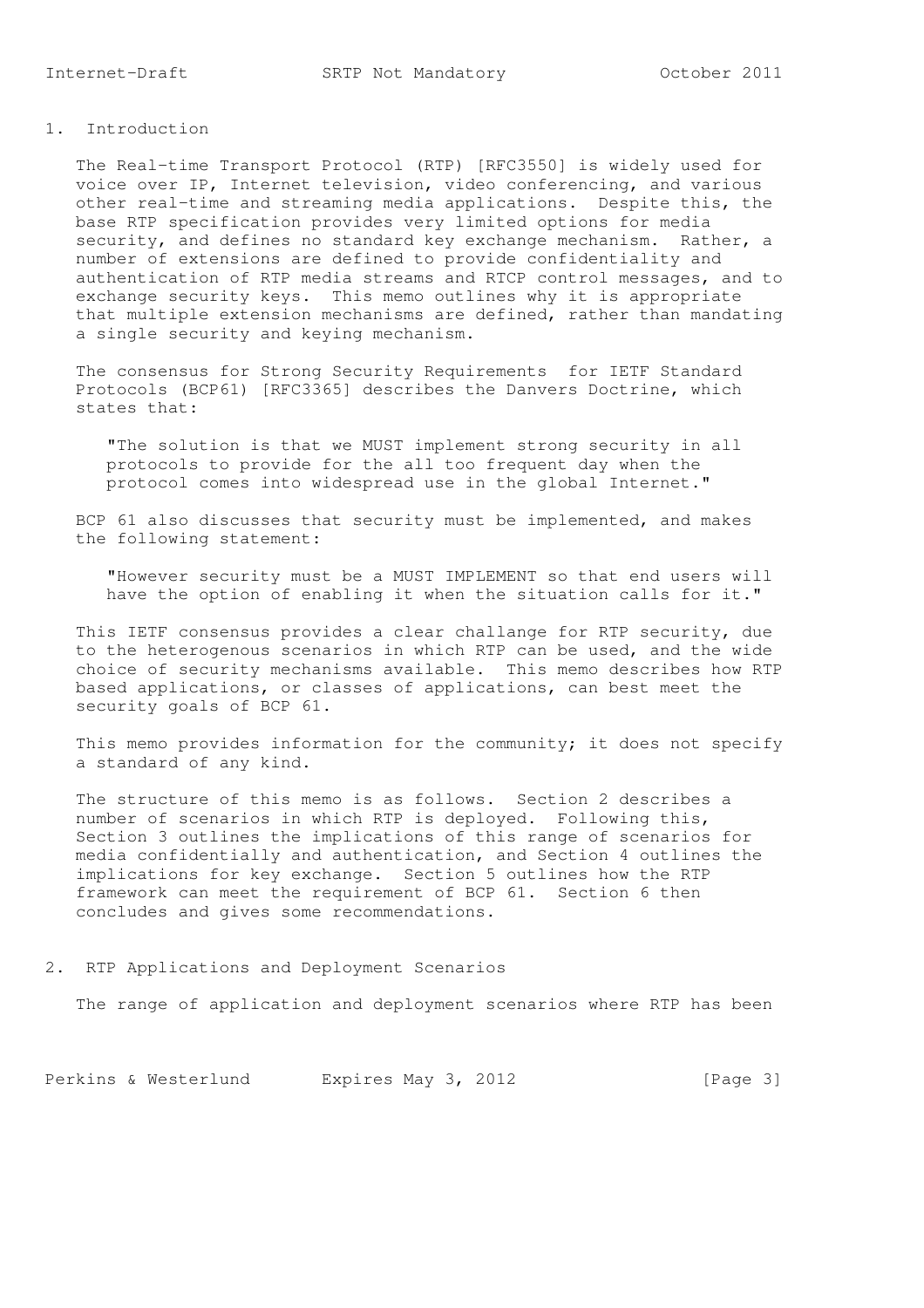## 1. Introduction

The Real-time Transport Protocol (RTP) [RFC3550] is widely used for voice over IP, Internet television, video conferencing, and various other real-time and streaming media applications. Despite this, the base RTP specification provides very limited options for media security, and defines no standard key exchange mechanism. Rather, a number of extensions are defined to provide confidentiality and authentication of RTP media streams and RTCP control messages, and to exchange security keys. This memo outlines why it is appropriate that multiple extension mechanisms are defined, rather than mandating a single security and keying mechanism.

The consensus for Strong Security Requirements for IETF Standard Protocols (BCP61) [RFC3365] describes the Danvers Doctrine, which states that:

> "The solution is that we MUST implement strong security in all protocols to provide for the all too frequent day when the protocol comes into widespread use in the global Internet."

BCP 61 also discusses that security must be implemented, and makes the following statement:

> "However security must be a MUST IMPLEMENT so that end users will have the option of enabling it when the situation calls for it."

This IETF consensus provides a clear challange for RTP security, due to the heterogenous scenarios in which RTP can be used, and the wide choice of security mechanisms available. This memo describes how RTP based applications, or classes of applications, can best meet the security goals of BCP 61.

This memo provides information for the community; it does not specify a standard of any kind.

The structure of this memo is as follows. Section 2 describes a number of scenarios in which RTP is deployed. Following this, Section 3 outlines the implications of this range of scenarios for media confidentially and authentication, and Section 4 outlines the implications for key exchange. Section 5 outlines how the RTP framework can meet the requirement of BCP 61. Section 6 then concludes and gives some recommendations.

## 2. RTP Applications and Deployment Scenarios

The range of application and deployment scenarios where RTP has been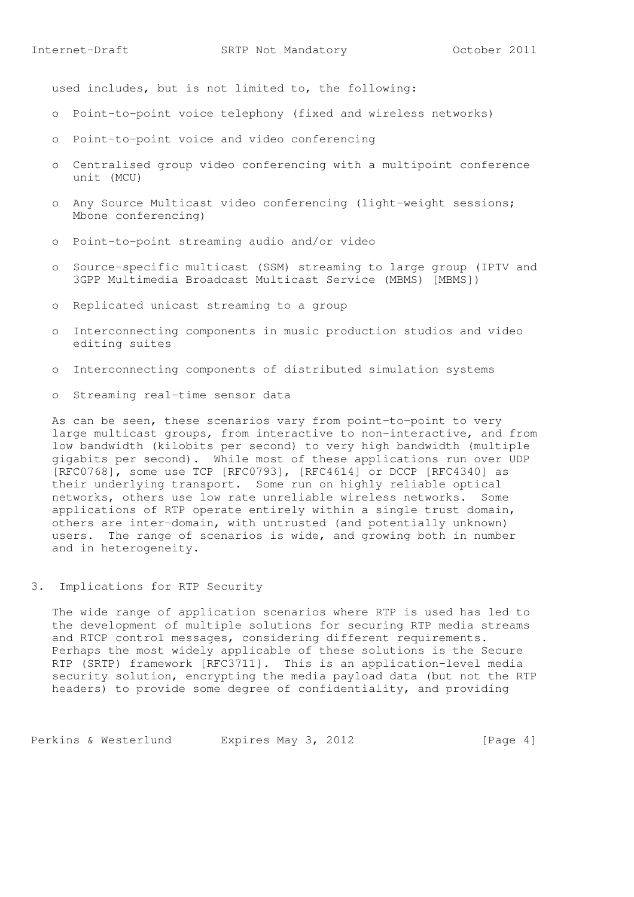used includes, but is not limited to, the following:

- Point-to-point voice telephony (fixed and wireless networks)
- Point-to-point voice and video conferencing
- Centralised group video conferencing with a multipoint conference unit (MCU)
- Any Source Multicast video conferencing (light-weight sessions; Mbone conferencing)
- Point-to-point streaming audio and/or video
- Source-specific multicast (SSM) streaming to large group (IPTV and 3GPP Multimedia Broadcast Multicast Service (MBMS) [MBMS])
- Replicated unicast streaming to a group
- Interconnecting components in music production studios and video editing suites
- Interconnecting components of distributed simulation systems
- Streaming real-time sensor data

As can be seen, these scenarios vary from point-to-point to very large multicast groups, from interactive to non-interactive, and from low bandwidth (kilobits per second) to very high bandwidth (multiple gigabits per second). While most of these applications run over UDP [RFC0768], some use TCP [RFC0793], [RFC4614] or DCCP [RFC4340] as their underlying transport. Some run on highly reliable optical networks, others use low rate unreliable wireless networks. Some applications of RTP operate entirely within a single trust domain, others are inter-domain, with untrusted (and potentially unknown) users. The range of scenarios is wide, and growing both in number and in heterogeneity.

## 3. Implications for RTP Security

The wide range of application scenarios where RTP is used has led to the development of multiple solutions for securing RTP media streams and RTCP control messages, considering different requirements. Perhaps the most widely applicable of these solutions is the Secure RTP (SRTP) framework [RFC3711]. This is an application-level media security solution, encrypting the media payload data (but not the RTP headers) to provide some degree of confidentiality, and providing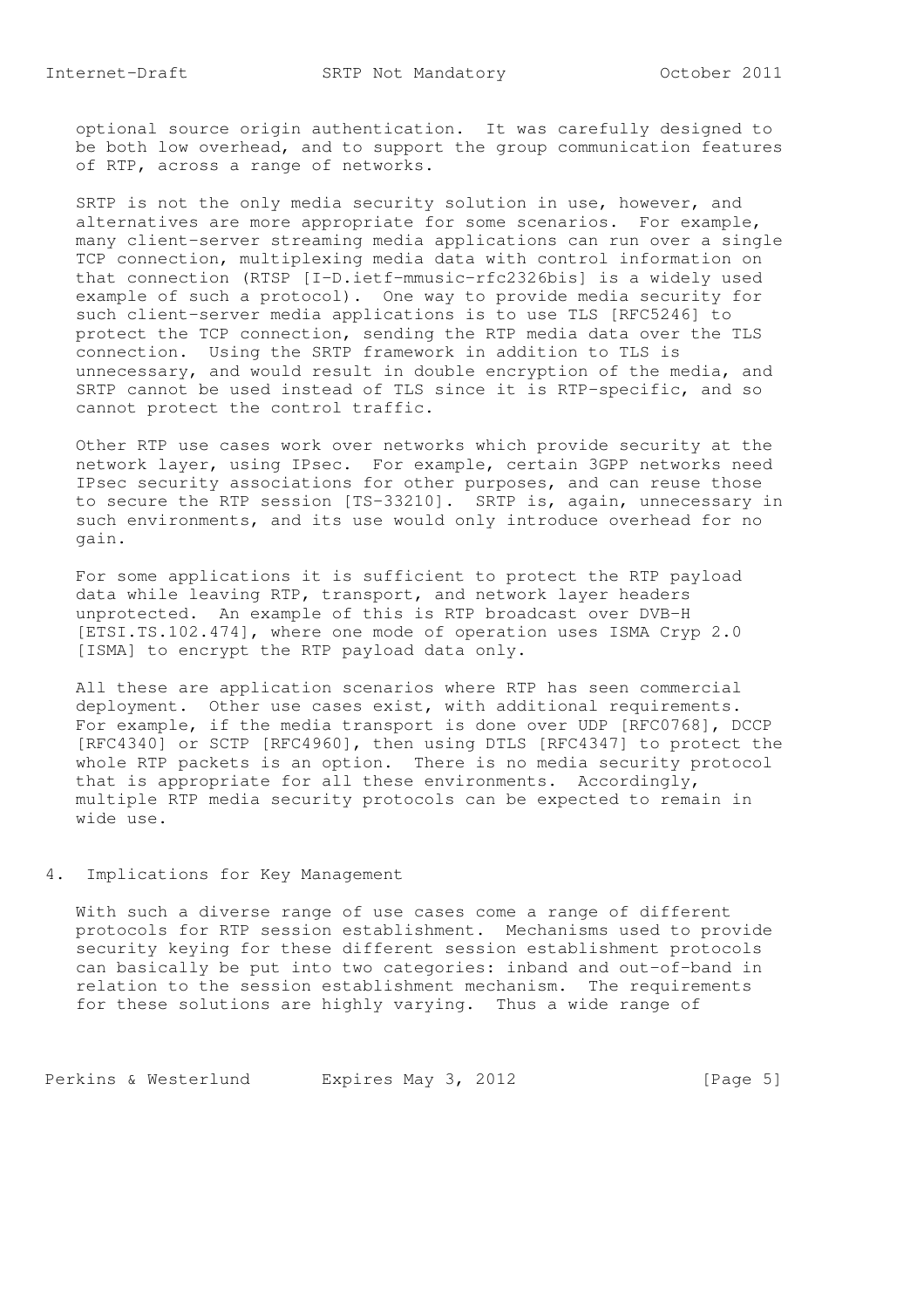optional source origin authentication. It was carefully designed to be both low overhead, and to support the group communication features of RTP, across a range of networks.

SRTP is not the only media security solution in use, however, and alternatives are more appropriate for some scenarios. For example, many client-server streaming media applications can run over a single TCP connection, multiplexing media data with control information on that connection (RTSP [I-D.ietf-mmusic-rfc2326bis] is a widely used example of such a protocol). One way to provide media security for such client-server media applications is to use TLS [RFC5246] to protect the TCP connection, sending the RTP media data over the TLS connection. Using the SRTP framework in addition to TLS is unnecessary, and would result in double encryption of the media, and SRTP cannot be used instead of TLS since it is RTP-specific, and so cannot protect the control traffic.

Other RTP use cases work over networks which provide security at the network layer, using IPsec. For example, certain 3GPP networks need IPsec security associations for other purposes, and can reuse those to secure the RTP session [TS-33210]. SRTP is, again, unnecessary in such environments, and its use would only introduce overhead for no gain.

For some applications it is sufficient to protect the RTP payload data while leaving RTP, transport, and network layer headers unprotected. An example of this is RTP broadcast over DVB-H [ETSI.TS.102.474], where one mode of operation uses ISMA Cryp 2.0 [ISMA] to encrypt the RTP payload data only.

All these are application scenarios where RTP has seen commercial deployment. Other use cases exist, with additional requirements. For example, if the media transport is done over UDP [RFC0768], DCCP [RFC4340] or SCTP [RFC4960], then using DTLS [RFC4347] to protect the whole RTP packets is an option. There is no media security protocol that is appropriate for all these environments. Accordingly, multiple RTP media security protocols can be expected to remain in wide use.

## 4. Implications for Key Management

With such a diverse range of use cases come a range of different protocols for RTP session establishment. Mechanisms used to provide security keying for these different session establishment protocols can basically be put into two categories: inband and out-of-band in relation to the session establishment mechanism. The requirements for these solutions are highly varying. Thus a wide range of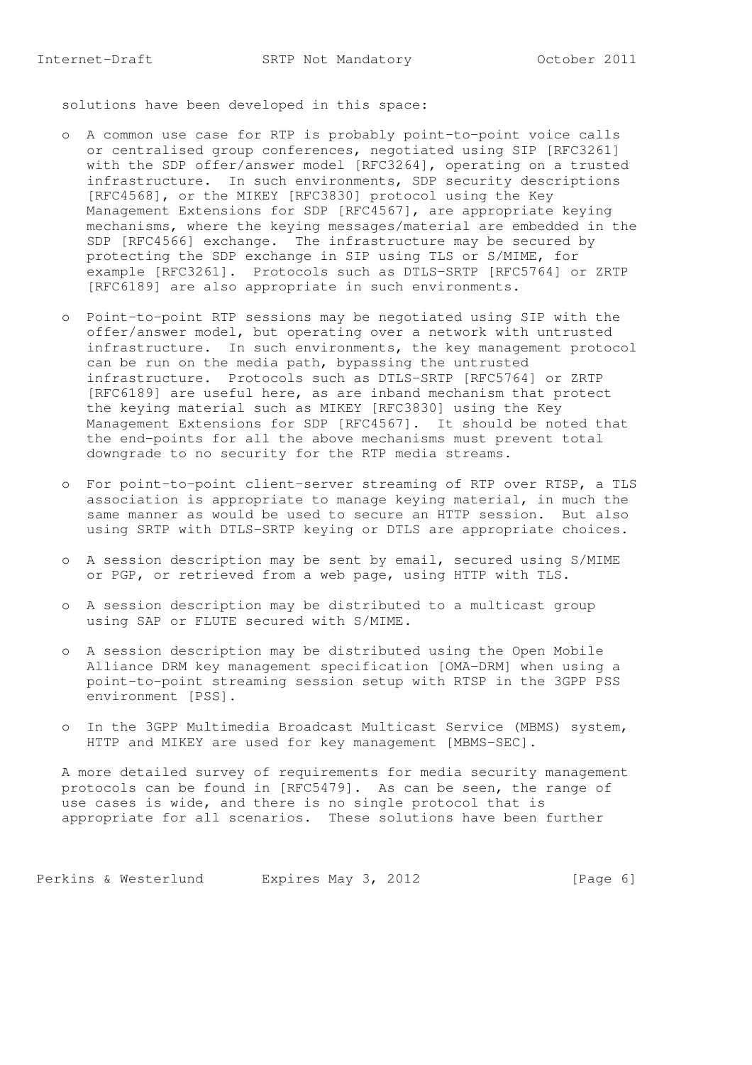solutions have been developed in this space:

- A common use case for RTP is probably point-to-point voice calls or centralised group conferences, negotiated using SIP [RFC3261] with the SDP offer/answer model [RFC3264], operating on a trusted infrastructure. In such environments, SDP security descriptions [RFC4568], or the MIKEY [RFC3830] protocol using the Key Management Extensions for SDP [RFC4567], are appropriate keying mechanisms, where the keying messages/material are embedded in the SDP [RFC4566] exchange. The infrastructure may be secured by protecting the SDP exchange in SIP using TLS or S/MIME, for example [RFC3261]. Protocols such as DTLS-SRTP [RFC5764] or ZRTP [RFC6189] are also appropriate in such environments.

- Point-to-point RTP sessions may be negotiated using SIP with the offer/answer model, but operating over a network with untrusted infrastructure. In such environments, the key management protocol can be run on the media path, bypassing the untrusted infrastructure. Protocols such as DTLS-SRTP [RFC5764] or ZRTP [RFC6189] are useful here, as are inband mechanism that protect the keying material such as MIKEY [RFC3830] using the Key Management Extensions for SDP [RFC4567]. It should be noted that the end-points for all the above mechanisms must prevent total downgrade to no security for the RTP media streams.

- For point-to-point client-server streaming of RTP over RTSP, a TLS association is appropriate to manage keying material, in much the same manner as would be used to secure an HTTP session. But also using SRTP with DTLS-SRTP keying or DTLS are appropriate choices.

- A session description may be sent by email, secured using S/MIME or PGP, or retrieved from a web page, using HTTP with TLS.

- A session description may be distributed to a multicast group using SAP or FLUTE secured with S/MIME.

- A session description may be distributed using the Open Mobile Alliance DRM key management specification [OMA-DRM] when using a point-to-point streaming session setup with RTSP in the 3GPP PSS environment [PSS].

- In the 3GPP Multimedia Broadcast Multicast Service (MBMS) system, HTTP and MIKEY are used for key management [MBMS-SEC].

A more detailed survey of requirements for media security management protocols can be found in [RFC5479]. As can be seen, the range of use cases is wide, and there is no single protocol that is appropriate for all scenarios. These solutions have been further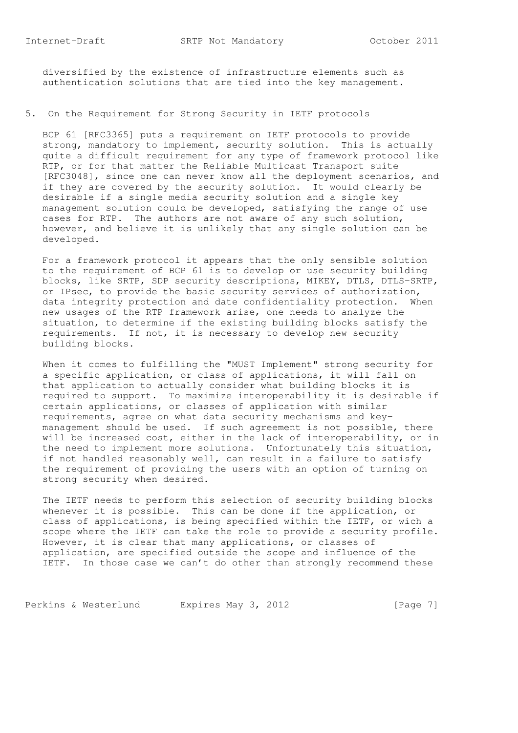diversified by the existence of infrastructure elements such as authentication solutions that are tied into the key management.

## 5. On the Requirement for Strong Security in IETF protocols

BCP 61 [RFC3365] puts a requirement on IETF protocols to provide strong, mandatory to implement, security solution. This is actually quite a difficult requirement for any type of framework protocol like RTP, or for that matter the Reliable Multicast Transport suite [RFC3048], since one can never know all the deployment scenarios, and if they are covered by the security solution. It would clearly be desirable if a single media security solution and a single key management solution could be developed, satisfying the range of use cases for RTP. The authors are not aware of any such solution, however, and believe it is unlikely that any single solution can be developed.

For a framework protocol it appears that the only sensible solution to the requirement of BCP 61 is to develop or use security building blocks, like SRTP, SDP security descriptions, MIKEY, DTLS, DTLS-SRTP, or IPsec, to provide the basic security services of authorization, data integrity protection and date confidentiality protection. When new usages of the RTP framework arise, one needs to analyze the situation, to determine if the existing building blocks satisfy the requirements. If not, it is necessary to develop new security building blocks.

When it comes to fulfilling the "MUST Implement" strong security for a specific application, or class of applications, it will fall on that application to actually consider what building blocks it is required to support. To maximize interoperability it is desirable if certain applications, or classes of application with similar requirements, agree on what data security mechanisms and key-management should be used. If such agreement is not possible, there will be increased cost, either in the lack of interoperability, or in the need to implement more solutions. Unfortunately this situation, if not handled reasonably well, can result in a failure to satisfy the requirement of providing the users with an option of turning on strong security when desired.

The IETF needs to perform this selection of security building blocks whenever it is possible. This can be done if the application, or class of applications, is being specified within the IETF, or wich a scope where the IETF can take the role to provide a security profile. However, it is clear that many applications, or classes of application, are specified outside the scope and influence of the IETF. In those case we can't do other than strongly recommend these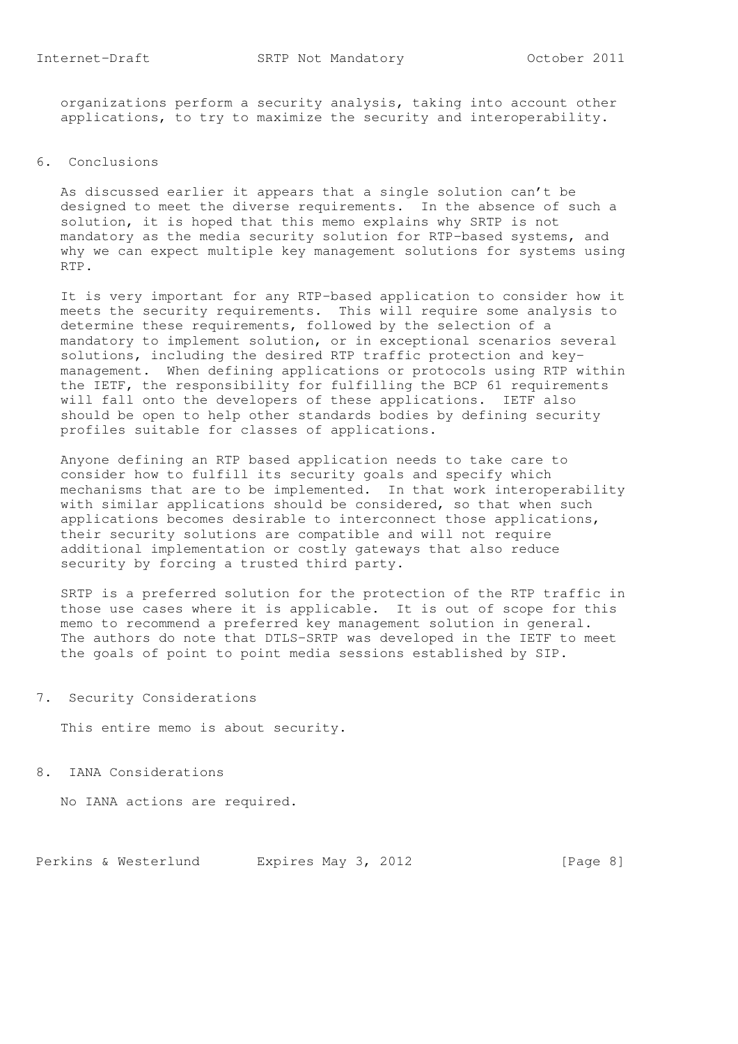organizations perform a security analysis, taking into account other applications, to try to maximize the security and interoperability.

## 6. Conclusions

As discussed earlier it appears that a single solution can't be designed to meet the diverse requirements. In the absence of such a solution, it is hoped that this memo explains why SRTP is not mandatory as the media security solution for RTP-based systems, and why we can expect multiple key management solutions for systems using RTP.

It is very important for any RTP-based application to consider how it meets the security requirements. This will require some analysis to determine these requirements, followed by the selection of a mandatory to implement solution, or in exceptional scenarios several solutions, including the desired RTP traffic protection and key-management. When defining applications or protocols using RTP within the IETF, the responsibility for fulfilling the BCP 61 requirements will fall onto the developers of these applications. IETF also should be open to help other standards bodies by defining security profiles suitable for classes of applications.

Anyone defining an RTP based application needs to take care to consider how to fulfill its security goals and specify which mechanisms that are to be implemented. In that work interoperability with similar applications should be considered, so that when such applications becomes desirable to interconnect those applications, their security solutions are compatible and will not require additional implementation or costly gateways that also reduce security by forcing a trusted third party.

SRTP is a preferred solution for the protection of the RTP traffic in those use cases where it is applicable. It is out of scope for this memo to recommend a preferred key management solution in general. The authors do note that DTLS-SRTP was developed in the IETF to meet the goals of point to point media sessions established by SIP.

## 7. Security Considerations

This entire memo is about security.

## 8. IANA Considerations

No IANA actions are required.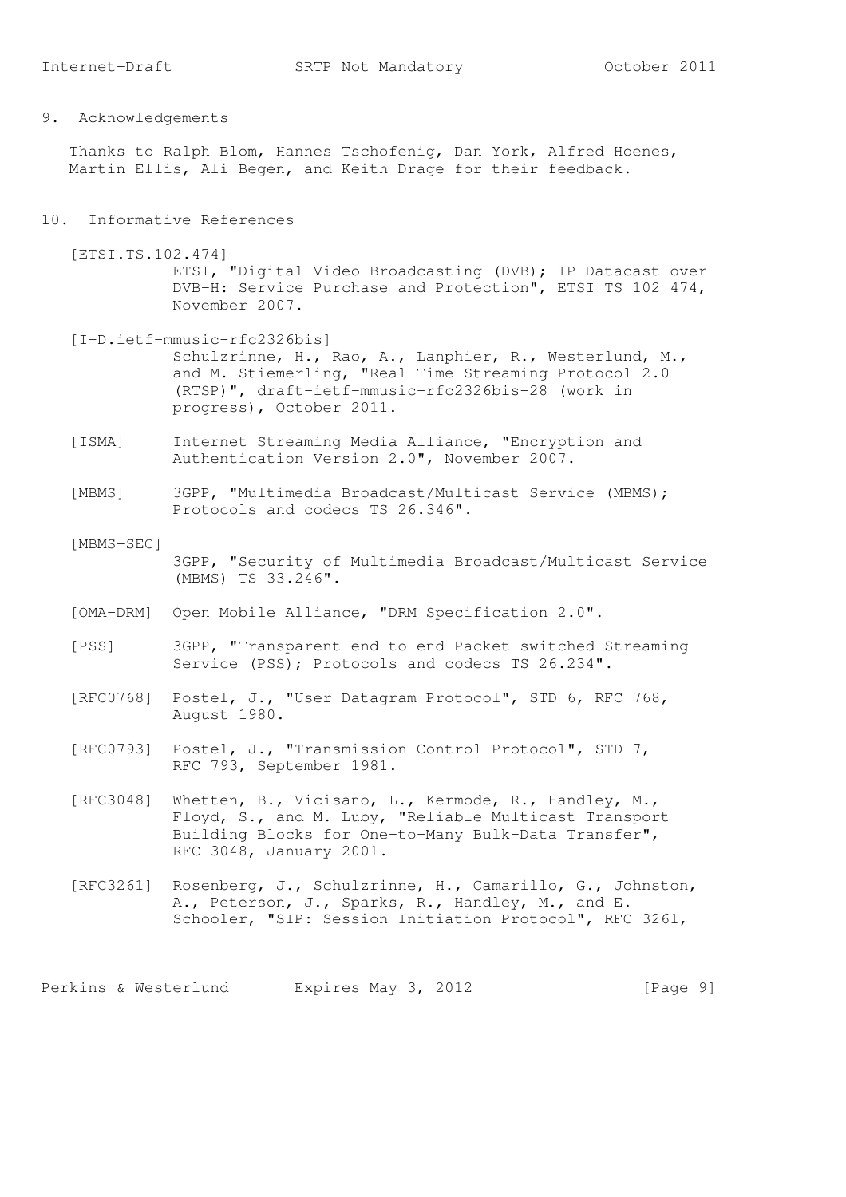## 9. Acknowledgements

Thanks to Ralph Blom, Hannes Tschofenig, Dan York, Alfred Hoenes, Martin Ellis, Ali Begen, and Keith Drage for their feedback.

## 10. Informative References

[ETSI.TS.102.474]
ETSI, "Digital Video Broadcasting (DVB); IP Datacast over DVB-H: Service Purchase and Protection", ETSI TS 102 474, November 2007.

[I-D.ietf-mmusic-rfc2326bis]
Schulzrinne, H., Rao, A., Lanphier, R., Westerlund, M., and M. Stiemerling, "Real Time Streaming Protocol 2.0 (RTSP)", draft-ietf-mmusic-rfc2326bis-28 (work in progress), October 2011.

[ISMA] Internet Streaming Media Alliance, "Encryption and Authentication Version 2.0", November 2007.

[MBMS] 3GPP, "Multimedia Broadcast/Multicast Service (MBMS); Protocols and codecs TS 26.346".

[MBMS-SEC]
3GPP, "Security of Multimedia Broadcast/Multicast Service (MBMS) TS 33.246".

[OMA-DRM] Open Mobile Alliance, "DRM Specification 2.0".

[PSS] 3GPP, "Transparent end-to-end Packet-switched Streaming Service (PSS); Protocols and codecs TS 26.234".

[RFC0768] Postel, J., "User Datagram Protocol", STD 6, RFC 768, August 1980.

[RFC0793] Postel, J., "Transmission Control Protocol", STD 7, RFC 793, September 1981.

[RFC3048] Whetten, B., Vicisano, L., Kermode, R., Handley, M., Floyd, S., and M. Luby, "Reliable Multicast Transport Building Blocks for One-to-Many Bulk-Data Transfer", RFC 3048, January 2001.

[RFC3261] Rosenberg, J., Schulzrinne, H., Camarillo, G., Johnston, A., Peterson, J., Sparks, R., Handley, M., and E. Schooler, "SIP: Session Initiation Protocol", RFC 3261,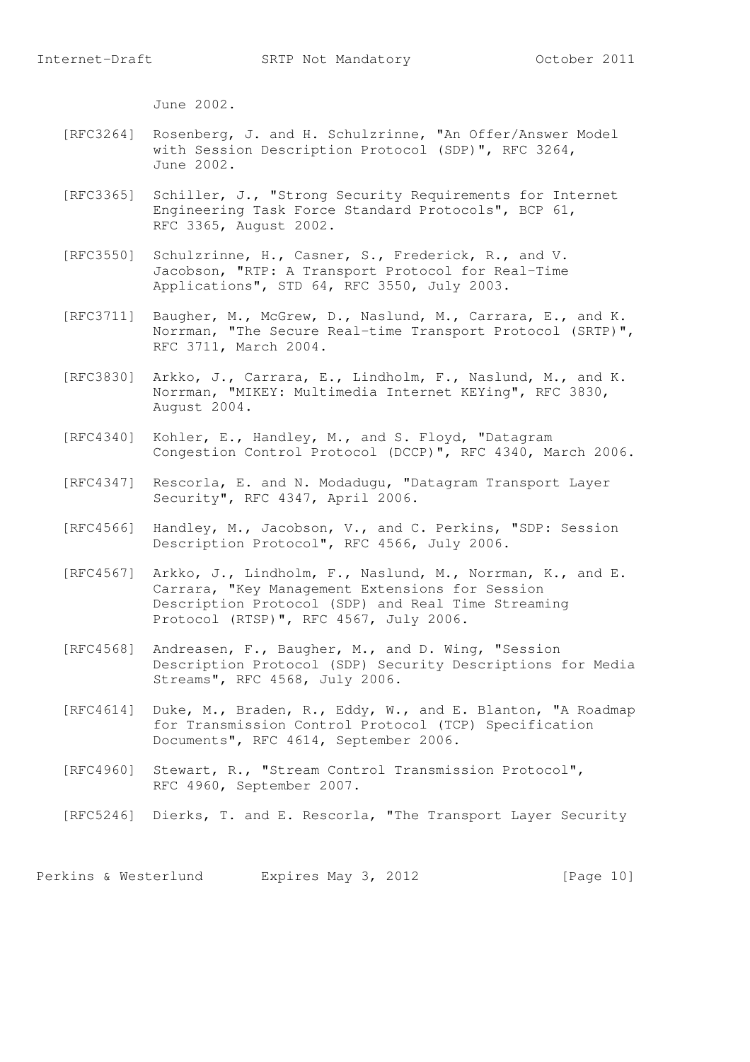June 2002.

[RFC3264] Rosenberg, J. and H. Schulzrinne, "An Offer/Answer Model with Session Description Protocol (SDP)", RFC 3264, June 2002.

[RFC3365] Schiller, J., "Strong Security Requirements for Internet Engineering Task Force Standard Protocols", BCP 61, RFC 3365, August 2002.

[RFC3550] Schulzrinne, H., Casner, S., Frederick, R., and V. Jacobson, "RTP: A Transport Protocol for Real-Time Applications", STD 64, RFC 3550, July 2003.

[RFC3711] Baugher, M., McGrew, D., Naslund, M., Carrara, E., and K. Norrman, "The Secure Real-time Transport Protocol (SRTP)", RFC 3711, March 2004.

[RFC3830] Arkko, J., Carrara, E., Lindholm, F., Naslund, M., and K. Norrman, "MIKEY: Multimedia Internet KEYing", RFC 3830, August 2004.

[RFC4340] Kohler, E., Handley, M., and S. Floyd, "Datagram Congestion Control Protocol (DCCP)", RFC 4340, March 2006.

[RFC4347] Rescorla, E. and N. Modadugu, "Datagram Transport Layer Security", RFC 4347, April 2006.

[RFC4566] Handley, M., Jacobson, V., and C. Perkins, "SDP: Session Description Protocol", RFC 4566, July 2006.

[RFC4567] Arkko, J., Lindholm, F., Naslund, M., Norrman, K., and E. Carrara, "Key Management Extensions for Session Description Protocol (SDP) and Real Time Streaming Protocol (RTSP)", RFC 4567, July 2006.

[RFC4568] Andreasen, F., Baugher, M., and D. Wing, "Session Description Protocol (SDP) Security Descriptions for Media Streams", RFC 4568, July 2006.

[RFC4614] Duke, M., Braden, R., Eddy, W., and E. Blanton, "A Roadmap for Transmission Control Protocol (TCP) Specification Documents", RFC 4614, September 2006.

[RFC4960] Stewart, R., "Stream Control Transmission Protocol", RFC 4960, September 2007.

[RFC5246] Dierks, T. and E. Rescorla, "The Transport Layer Security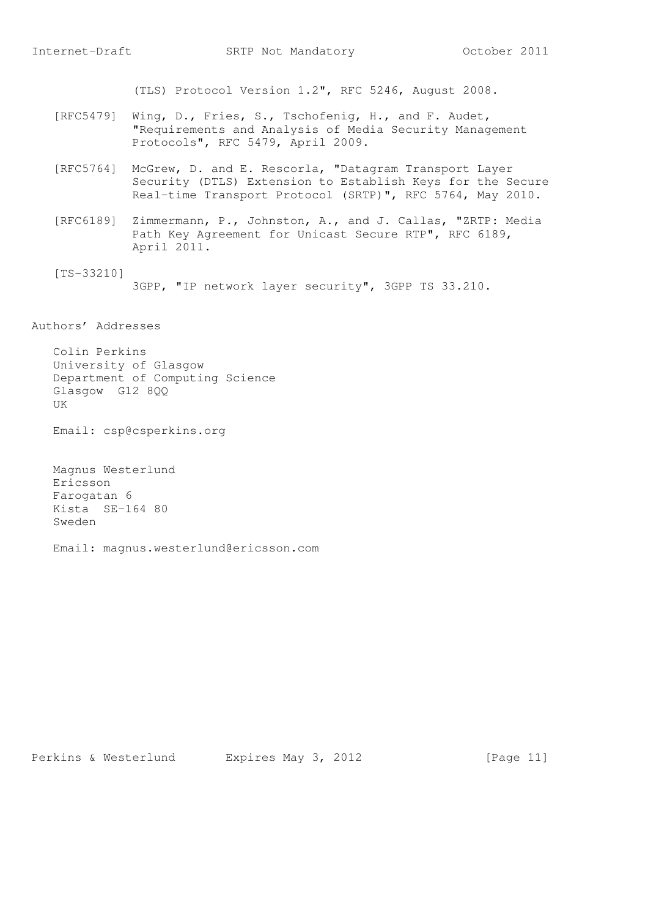(TLS) Protocol Version 1.2", RFC 5246, August 2008.

[RFC5479] Wing, D., Fries, S., Tschofenig, H., and F. Audet, "Requirements and Analysis of Media Security Management Protocols", RFC 5479, April 2009.

[RFC5764] McGrew, D. and E. Rescorla, "Datagram Transport Layer Security (DTLS) Extension to Establish Keys for the Secure Real-time Transport Protocol (SRTP)", RFC 5764, May 2010.

[RFC6189] Zimmermann, P., Johnston, A., and J. Callas, "ZRTP: Media Path Key Agreement for Unicast Secure RTP", RFC 6189, April 2011.

[TS-33210] 3GPP, "IP network layer security", 3GPP TS 33.210.

## Authors' Addresses

Colin Perkins
University of Glasgow
Department of Computing Science
Glasgow G12 8QQ
UK

Email: csp@csperkins.org

Magnus Westerlund
Ericsson
Farogatan 6
Kista SE-164 80
Sweden

Email: magnus.westerlund@ericsson.com